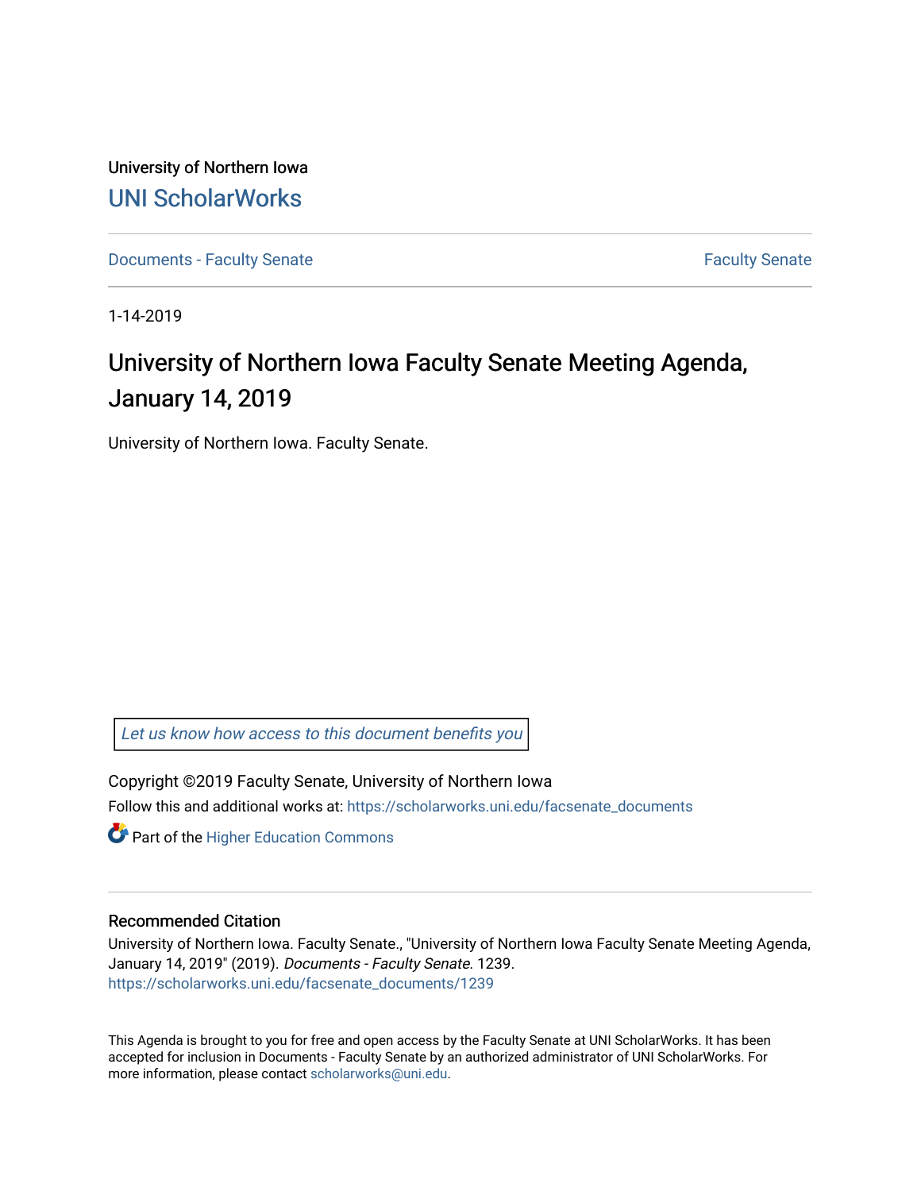University of Northern Iowa

# UNI ScholarWorks

Documents - Faculty Senate | Faculty Senate

1-14-2019

## University of Northern Iowa Faculty Senate Meeting Agenda, January 14, 2019

University of Northern Iowa. Faculty Senate.

*Let us know how access to this document benefits you*

Copyright ©2019 Faculty Senate, University of Northern Iowa

Follow this and additional works at: https://scholarworks.uni.edu/facsenate_documents

Part of the Higher Education Commons

### Recommended Citation

University of Northern Iowa. Faculty Senate., "University of Northern Iowa Faculty Senate Meeting Agenda, January 14, 2019" (2019). *Documents - Faculty Senate*. 1239.
https://scholarworks.uni.edu/facsenate_documents/1239

This Agenda is brought to you for free and open access by the Faculty Senate at UNI ScholarWorks. It has been accepted for inclusion in Documents - Faculty Senate by an authorized administrator of UNI ScholarWorks. For more information, please contact scholarworks@uni.edu.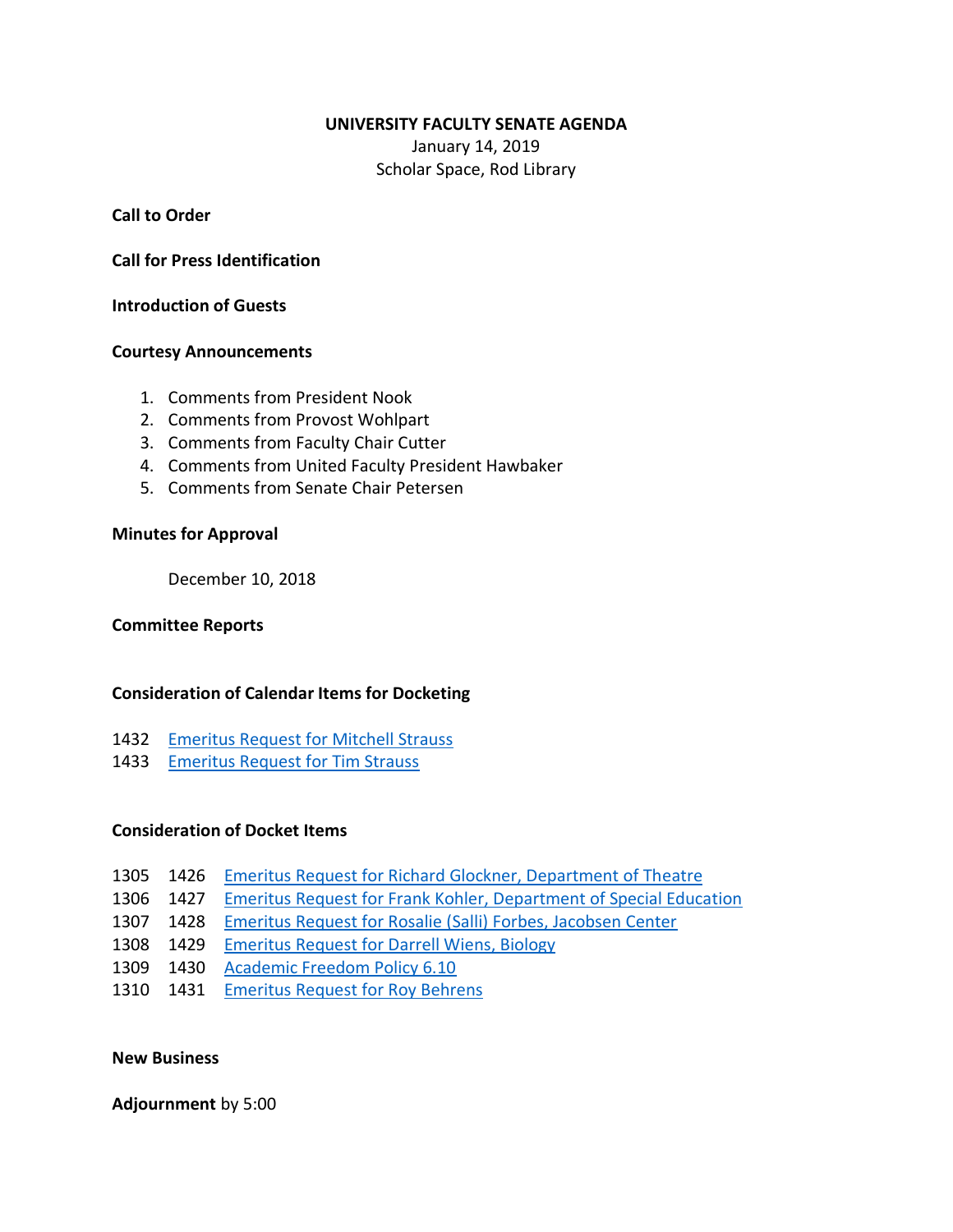# UNIVERSITY FACULTY SENATE AGENDA

January 14, 2019
Scholar Space, Rod Library

**Call to Order**

**Call for Press Identification**

**Introduction of Guests**

**Courtesy Announcements**

1. Comments from President Nook
2. Comments from Provost Wohlpart
3. Comments from Faculty Chair Cutter
4. Comments from United Faculty President Hawbaker
5. Comments from Senate Chair Petersen

**Minutes for Approval**

December 10, 2018

**Committee Reports**

**Consideration of Calendar Items for Docketing**

1432 Emeritus Request for Mitchell Strauss
1433 Emeritus Request for Tim Strauss

**Consideration of Docket Items**

1305 1426 Emeritus Request for Richard Glockner, Department of Theatre
1306 1427 Emeritus Request for Frank Kohler, Department of Special Education
1307 1428 Emeritus Request for Rosalie (Salli) Forbes, Jacobsen Center
1308 1429 Emeritus Request for Darrell Wiens, Biology
1309 1430 Academic Freedom Policy 6.10
1310 1431 Emeritus Request for Roy Behrens

**New Business**

**Adjournment** by 5:00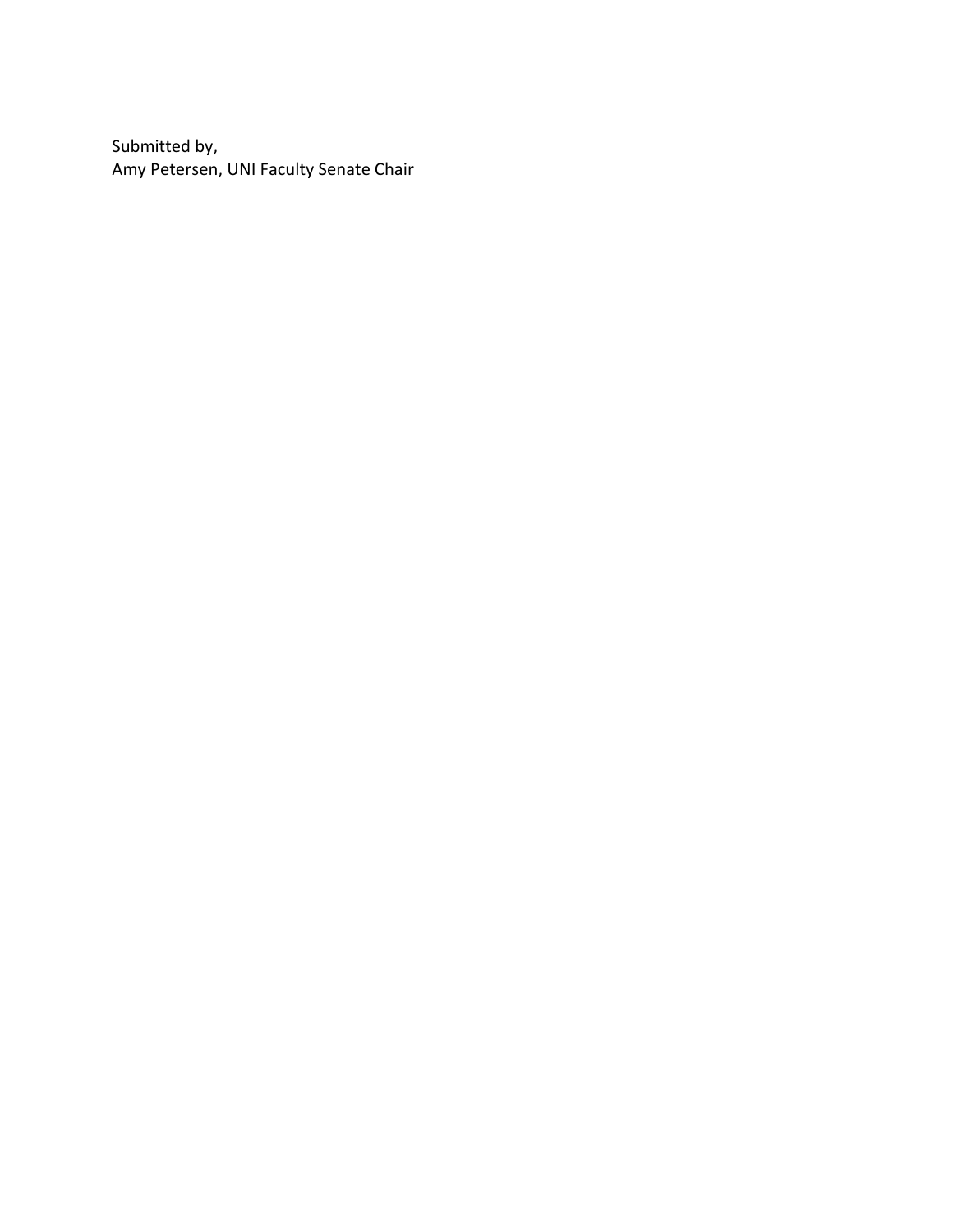Submitted by,
Amy Petersen, UNI Faculty Senate Chair